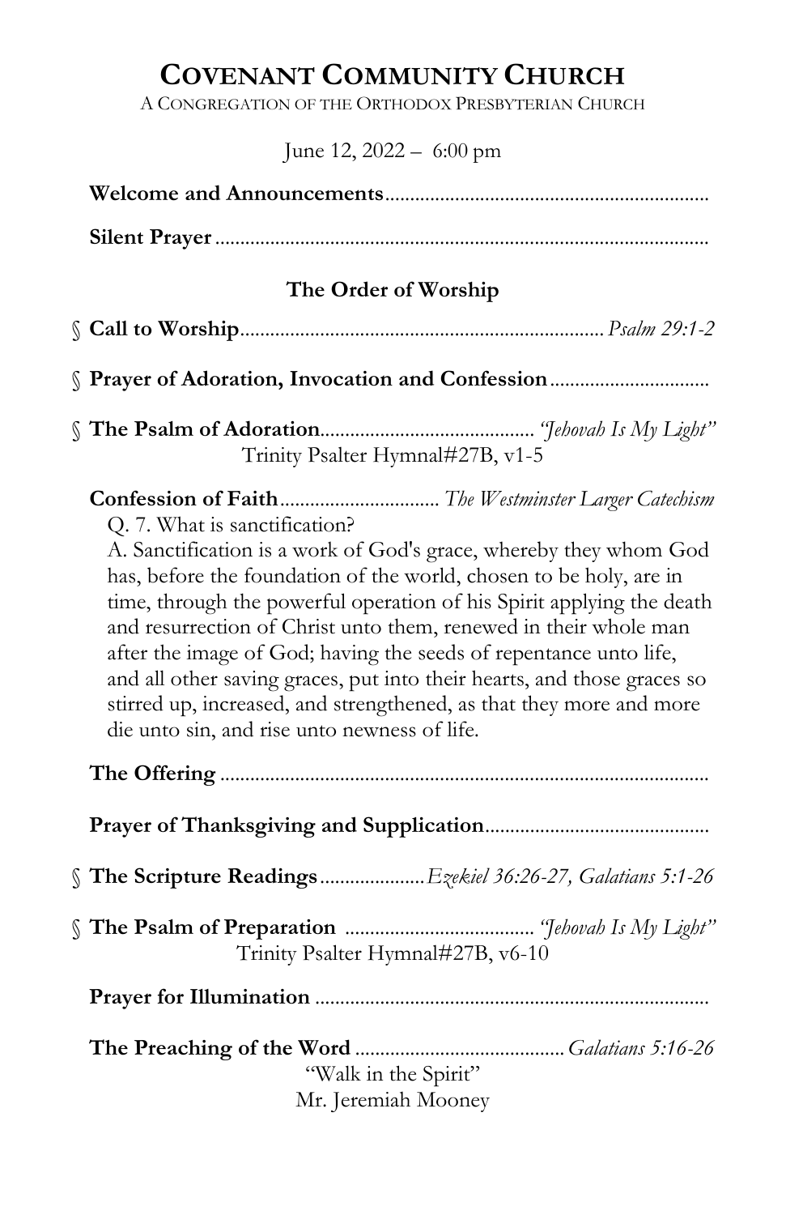# **COVENANT COMMUNITY CHURCH**

A CONGREGATION OF THE ORTHODOX PRESBYTERIAN CHURCH

June 12, 2022 – 6:00 pm

**Welcome and Announcements**................................................................

**Silent Prayer**.................................................................................................

## The Order of Worship

§ **Call to Worship**....................................................................... *Psalm 29:1-2*

§ **Prayer of Adoration, Invocation and Confession**...............................

§ **The Psalm of Adoration**.......................................... *"Jehovah Is My Light"*
Trinity Psalter Hymnal#27B, v1-5

**Confession of Faith**................................ *The Westminster Larger Catechism*

Q. 7. What is sanctification?

A. Sanctification is a work of God's grace, whereby they whom God has, before the foundation of the world, chosen to be holy, are in time, through the powerful operation of his Spirit applying the death and resurrection of Christ unto them, renewed in their whole man after the image of God; having the seeds of repentance unto life, and all other saving graces, put into their hearts, and those graces so stirred up, increased, and strengthened, as that they more and more die unto sin, and rise unto newness of life.

**The Offering**.................................................................................................

**Prayer of Thanksgiving and Supplication**............................................

§ **The Scripture Readings**.................... *Ezekiel 36:26-27, Galatians 5:1-26*

§ **The Psalm of Preparation** ..................................... *"Jehovah Is My Light"*
Trinity Psalter Hymnal#27B, v6-10

**Prayer for Illumination** .............................................................................

**The Preaching of the Word**......................................... *Galatians 5:16-26*
"Walk in the Spirit"
Mr. Jeremiah Mooney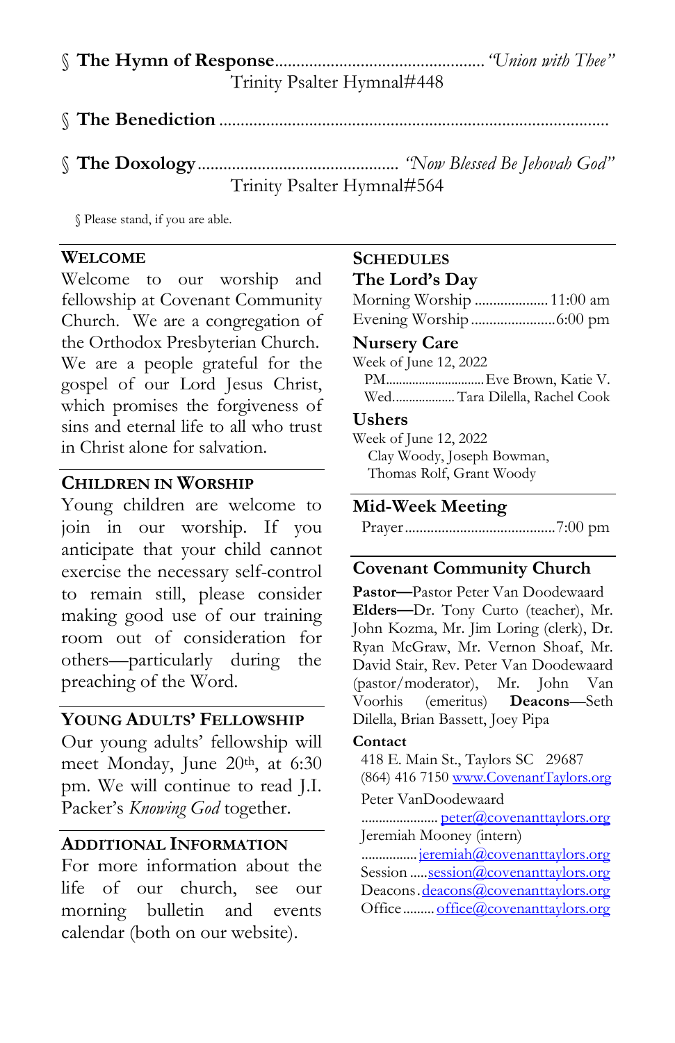§ **The Hymn of Response**................................................ *"Union with Thee"*
Trinity Psalter Hymnal#448

§ **The Benediction** ..........................................................................................

§ **The Doxology**.............................................. *"Now Blessed Be Jehovah God"*
Trinity Psalter Hymnal#564

§ Please stand, if you are able.

## WELCOME

Welcome to our worship and fellowship at Covenant Community Church. We are a congregation of the Orthodox Presbyterian Church. We are a people grateful for the gospel of our Lord Jesus Christ, which promises the forgiveness of sins and eternal life to all who trust in Christ alone for salvation.

## CHILDREN IN WORSHIP

Young children are welcome to join in our worship. If you anticipate that your child cannot exercise the necessary self-control to remain still, please consider making good use of our training room out of consideration for others—particularly during the preaching of the Word.

## YOUNG ADULTS' FELLOWSHIP

Our young adults' fellowship will meet Monday, June 20th, at 6:30 pm. We will continue to read J.I. Packer's *Knowing God* together.

## ADDITIONAL INFORMATION

For more information about the life of our church, see our morning bulletin and events calendar (both on our website).

## SCHEDULES

### The Lord's Day

Morning Worship .................... 11:00 am
Evening Worship .......................6:00 pm

### Nursery Care

Week of June 12, 2022
PM............................Eve Brown, Katie V.
Wed..................Tara Dilella, Rachel Cook

### Ushers

Week of June 12, 2022
Clay Woody, Joseph Bowman,
Thomas Rolf, Grant Woody

### Mid-Week Meeting

Prayer........................................7:00 pm

### Covenant Community Church

**Pastor—**Pastor Peter Van Doodewaard
**Elders—**Dr. Tony Curto (teacher), Mr. John Kozma, Mr. Jim Loring (clerk), Dr. Ryan McGraw, Mr. Vernon Shoaf, Mr. David Stair, Rev. Peter Van Doodewaard (pastor/moderator), Mr. John Van Voorhis (emeritus) **Deacons**—Seth Dilella, Brian Bassett, Joey Pipa

**Contact**

418 E. Main St., Taylors SC 29687
(864) 416 7150 www.CovenantTaylors.org
Peter VanDoodewaard
...................... peter@covenanttaylors.org
Jeremiah Mooney (intern)
................ jeremiah@covenanttaylors.org
Session .....session@covenanttaylors.org
Deacons.deacons@covenanttaylors.org
Office......... office@covenanttaylors.org